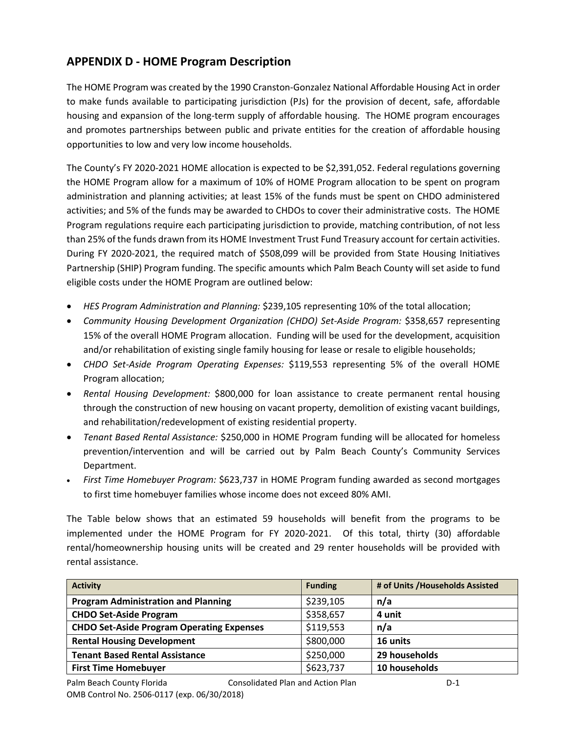## APPENDIX D - HOME Program Description

The HOME Program was created by the 1990 Cranston-Gonzalez National Affordable Housing Act in order to make funds available to participating jurisdiction (PJs) for the provision of decent, safe, affordable housing and expansion of the long-term supply of affordable housing. The HOME program encourages and promotes partnerships between public and private entities for the creation of affordable housing opportunities to low and very low income households.

The County's FY 2020-2021 HOME allocation is expected to be $2,391,052. Federal regulations governing the HOME Program allow for a maximum of 10% of HOME Program allocation to be spent on program administration and planning activities; at least 15% of the funds must be spent on CHDO administered activities; and 5% of the funds may be awarded to CHDOs to cover their administrative costs. The HOME Program regulations require each participating jurisdiction to provide, matching contribution, of not less than 25% of the funds drawn from its HOME Investment Trust Fund Treasury account for certain activities. During FY 2020-2021, the required match of $508,099 will be provided from State Housing Initiatives Partnership (SHIP) Program funding. The specific amounts which Palm Beach County will set aside to fund eligible costs under the HOME Program are outlined below:

- *HES Program Administration and Planning:* $239,105 representing 10% of the total allocation;
- *Community Housing Development Organization (CHDO) Set-Aside Program:* $358,657 representing 15% of the overall HOME Program allocation. Funding will be used for the development, acquisition and/or rehabilitation of existing single family housing for lease or resale to eligible households;
- *CHDO Set-Aside Program Operating Expenses:* $119,553 representing 5% of the overall HOME Program allocation;
- *Rental Housing Development:* $800,000 for loan assistance to create permanent rental housing through the construction of new housing on vacant property, demolition of existing vacant buildings, and rehabilitation/redevelopment of existing residential property.
- *Tenant Based Rental Assistance:* $250,000 in HOME Program funding will be allocated for homeless prevention/intervention and will be carried out by Palm Beach County's Community Services Department.
- *First Time Homebuyer Program:* $623,737 in HOME Program funding awarded as second mortgages to first time homebuyer families whose income does not exceed 80% AMI.

The Table below shows that an estimated 59 households will benefit from the programs to be implemented under the HOME Program for FY 2020-2021. Of this total, thirty (30) affordable rental/homeownership housing units will be created and 29 renter households will be provided with rental assistance.

| Activity | Funding | # of Units /Households Assisted |
|---|---|---|
| **Program Administration and Planning** | $239,105 | **n/a** |
| **CHDO Set-Aside Program** | $358,657 | **4 unit** |
| **CHDO Set-Aside Program Operating Expenses** | $119,553 | **n/a** |
| **Rental Housing Development** | $800,000 | **16 units** |
| **Tenant Based Rental Assistance** | $250,000 | **29 households** |
| **First Time Homebuyer** | $623,737 | **10 households** |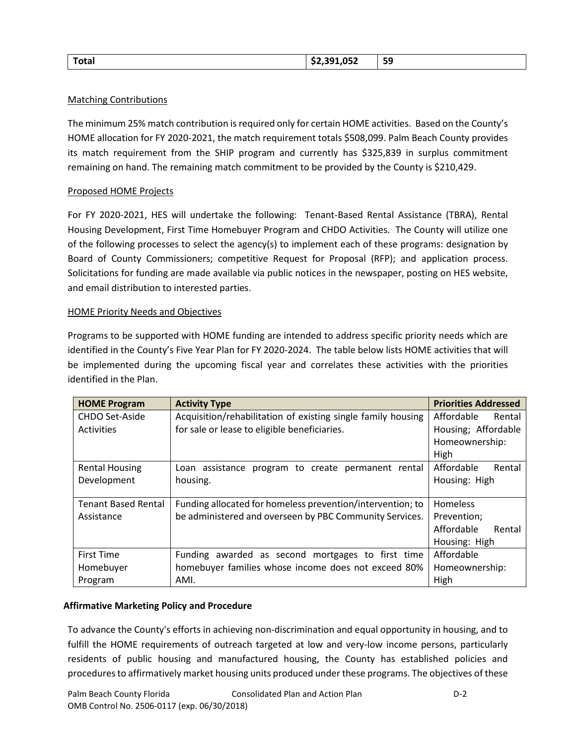| Total | $2,391,052 | 59 |
|---|---|---|

Matching Contributions

The minimum 25% match contribution is required only for certain HOME activities. Based on the County's HOME allocation for FY 2020-2021, the match requirement totals $508,099. Palm Beach County provides its match requirement from the SHIP program and currently has $325,839 in surplus commitment remaining on hand. The remaining match commitment to be provided by the County is $210,429.

Proposed HOME Projects

For FY 2020-2021, HES will undertake the following: Tenant-Based Rental Assistance (TBRA), Rental Housing Development, First Time Homebuyer Program and CHDO Activities. The County will utilize one of the following processes to select the agency(s) to implement each of these programs: designation by Board of County Commissioners; competitive Request for Proposal (RFP); and application process. Solicitations for funding are made available via public notices in the newspaper, posting on HES website, and email distribution to interested parties.

HOME Priority Needs and Objectives

Programs to be supported with HOME funding are intended to address specific priority needs which are identified in the County's Five Year Plan for FY 2020-2024. The table below lists HOME activities that will be implemented during the upcoming fiscal year and correlates these activities with the priorities identified in the Plan.

| HOME Program | Activity Type | Priorities Addressed |
|---|---|---|
| CHDO Set-Aside Activities | Acquisition/rehabilitation of existing single family housing for sale or lease to eligible beneficiaries. | Affordable Rental Housing; Affordable Homeownership: High |
| Rental Housing Development | Loan assistance program to create permanent rental housing. | Affordable Rental Housing: High |
| Tenant Based Rental Assistance | Funding allocated for homeless prevention/intervention; to be administered and overseen by PBC Community Services. | Homeless Prevention; Affordable Rental Housing: High |
| First Time Homebuyer Program | Funding awarded as second mortgages to first time homebuyer families whose income does not exceed 80% AMI. | Affordable Homeownership: High |

**Affirmative Marketing Policy and Procedure**

To advance the County's efforts in achieving non-discrimination and equal opportunity in housing, and to fulfill the HOME requirements of outreach targeted at low and very-low income persons, particularly residents of public housing and manufactured housing, the County has established policies and procedures to affirmatively market housing units produced under these programs. The objectives of these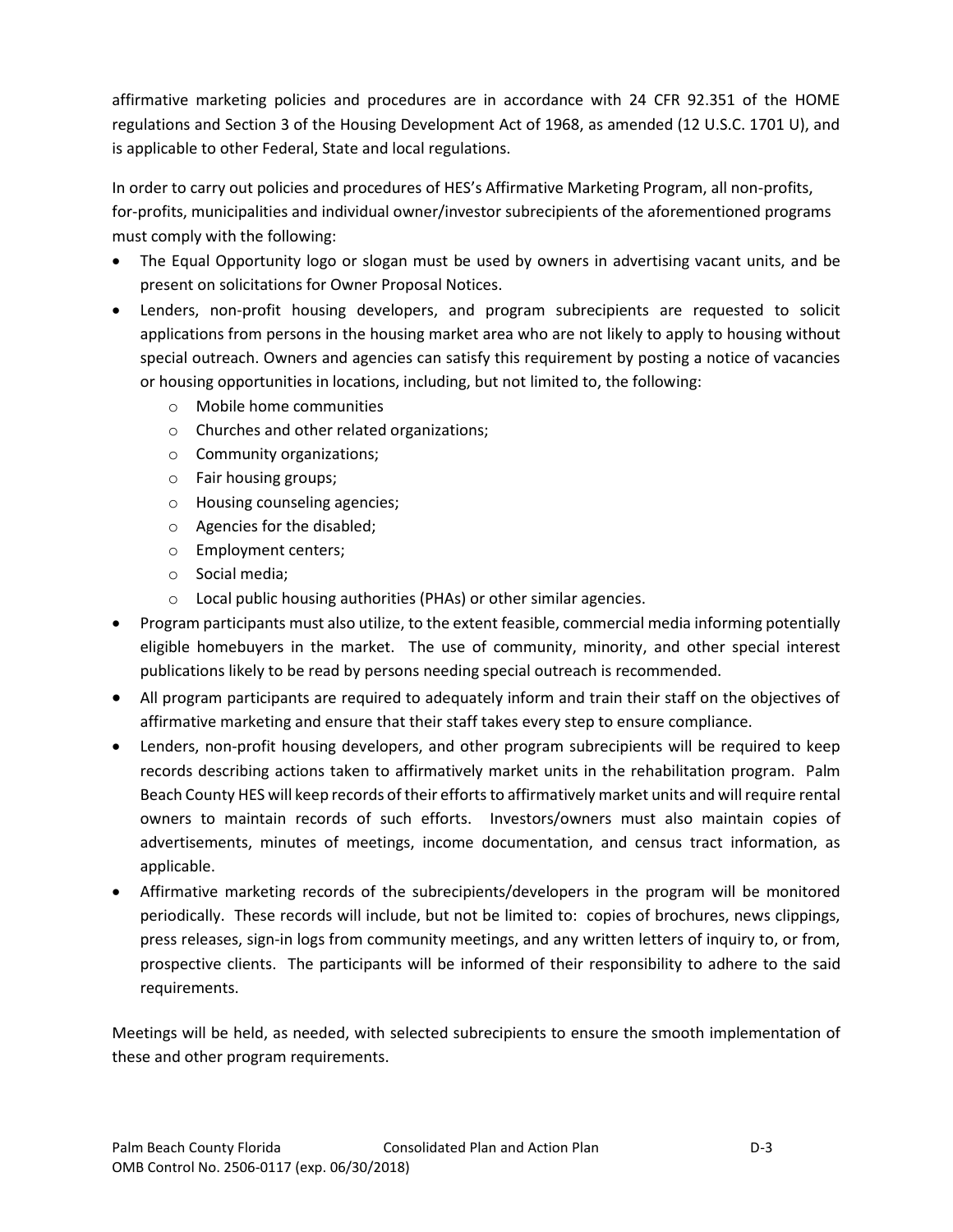affirmative marketing policies and procedures are in accordance with 24 CFR 92.351 of the HOME regulations and Section 3 of the Housing Development Act of 1968, as amended (12 U.S.C. 1701 U), and is applicable to other Federal, State and local regulations.

In order to carry out policies and procedures of HES's Affirmative Marketing Program, all non-profits, for-profits, municipalities and individual owner/investor subrecipients of the aforementioned programs must comply with the following:

- The Equal Opportunity logo or slogan must be used by owners in advertising vacant units, and be present on solicitations for Owner Proposal Notices.
- Lenders, non-profit housing developers, and program subrecipients are requested to solicit applications from persons in the housing market area who are not likely to apply to housing without special outreach. Owners and agencies can satisfy this requirement by posting a notice of vacancies or housing opportunities in locations, including, but not limited to, the following:
  - Mobile home communities
  - Churches and other related organizations;
  - Community organizations;
  - Fair housing groups;
  - Housing counseling agencies;
  - Agencies for the disabled;
  - Employment centers;
  - Social media;
  - Local public housing authorities (PHAs) or other similar agencies.
- Program participants must also utilize, to the extent feasible, commercial media informing potentially eligible homebuyers in the market. The use of community, minority, and other special interest publications likely to be read by persons needing special outreach is recommended.
- All program participants are required to adequately inform and train their staff on the objectives of affirmative marketing and ensure that their staff takes every step to ensure compliance.
- Lenders, non-profit housing developers, and other program subrecipients will be required to keep records describing actions taken to affirmatively market units in the rehabilitation program. Palm Beach County HES will keep records of their efforts to affirmatively market units and will require rental owners to maintain records of such efforts. Investors/owners must also maintain copies of advertisements, minutes of meetings, income documentation, and census tract information, as applicable.
- Affirmative marketing records of the subrecipients/developers in the program will be monitored periodically. These records will include, but not be limited to: copies of brochures, news clippings, press releases, sign-in logs from community meetings, and any written letters of inquiry to, or from, prospective clients. The participants will be informed of their responsibility to adhere to the said requirements.

Meetings will be held, as needed, with selected subrecipients to ensure the smooth implementation of these and other program requirements.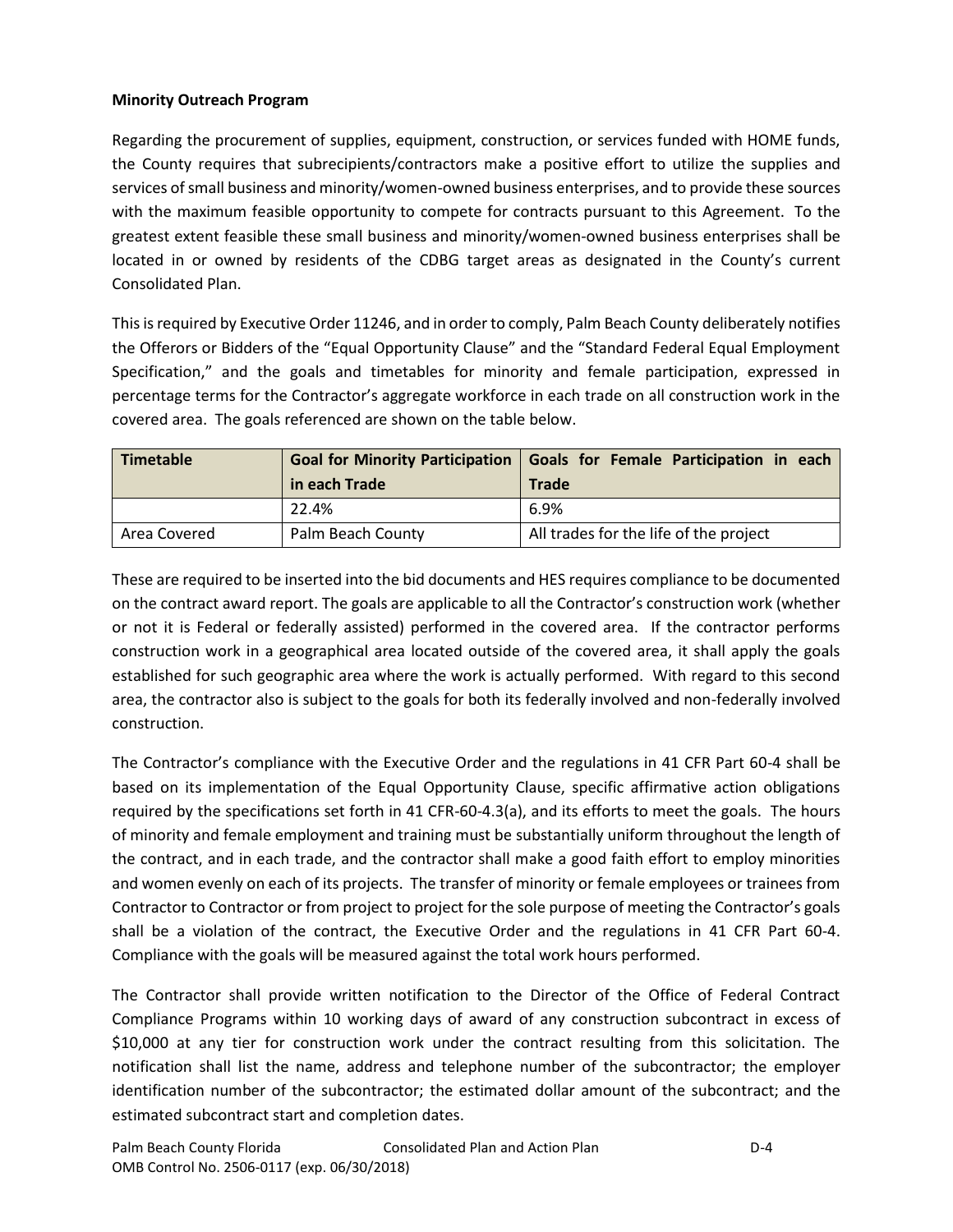**Minority Outreach Program**

Regarding the procurement of supplies, equipment, construction, or services funded with HOME funds, the County requires that subrecipients/contractors make a positive effort to utilize the supplies and services of small business and minority/women-owned business enterprises, and to provide these sources with the maximum feasible opportunity to compete for contracts pursuant to this Agreement. To the greatest extent feasible these small business and minority/women-owned business enterprises shall be located in or owned by residents of the CDBG target areas as designated in the County's current Consolidated Plan.

This is required by Executive Order 11246, and in order to comply, Palm Beach County deliberately notifies the Offerors or Bidders of the "Equal Opportunity Clause" and the "Standard Federal Equal Employment Specification," and the goals and timetables for minority and female participation, expressed in percentage terms for the Contractor's aggregate workforce in each trade on all construction work in the covered area. The goals referenced are shown on the table below.

| Timetable | Goal for Minority Participation in each Trade | Goals for Female Participation in each Trade |
|---|---|---|
| | 22.4% | 6.9% |
| Area Covered | Palm Beach County | All trades for the life of the project |

These are required to be inserted into the bid documents and HES requires compliance to be documented on the contract award report. The goals are applicable to all the Contractor's construction work (whether or not it is Federal or federally assisted) performed in the covered area. If the contractor performs construction work in a geographical area located outside of the covered area, it shall apply the goals established for such geographic area where the work is actually performed. With regard to this second area, the contractor also is subject to the goals for both its federally involved and non-federally involved construction.

The Contractor's compliance with the Executive Order and the regulations in 41 CFR Part 60-4 shall be based on its implementation of the Equal Opportunity Clause, specific affirmative action obligations required by the specifications set forth in 41 CFR-60-4.3(a), and its efforts to meet the goals. The hours of minority and female employment and training must be substantially uniform throughout the length of the contract, and in each trade, and the contractor shall make a good faith effort to employ minorities and women evenly on each of its projects. The transfer of minority or female employees or trainees from Contractor to Contractor or from project to project for the sole purpose of meeting the Contractor's goals shall be a violation of the contract, the Executive Order and the regulations in 41 CFR Part 60-4. Compliance with the goals will be measured against the total work hours performed.

The Contractor shall provide written notification to the Director of the Office of Federal Contract Compliance Programs within 10 working days of award of any construction subcontract in excess of $10,000 at any tier for construction work under the contract resulting from this solicitation. The notification shall list the name, address and telephone number of the subcontractor; the employer identification number of the subcontractor; the estimated dollar amount of the subcontract; and the estimated subcontract start and completion dates.